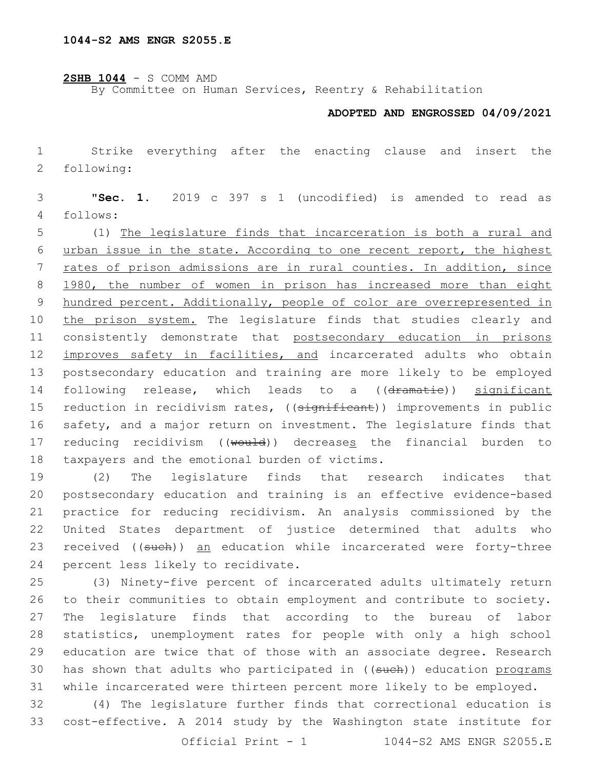**1044-S2 AMS ENGR S2055.E**

**2SHB 1044** - S COMM AMD
By Committee on Human Services, Reentry & Rehabilitation

**ADOPTED AND ENGROSSED 04/09/2021**

Strike everything after the enacting clause and insert the following:

"**Sec. 1.** 2019 c 397 s 1 (uncodified) is amended to read as follows:

(1) The legislature finds that incarceration is both a rural and urban issue in the state. According to one recent report, the highest rates of prison admissions are in rural counties. In addition, since 1980, the number of women in prison has increased more than eight hundred percent. Additionally, people of color are overrepresented in the prison system. The legislature finds that studies clearly and consistently demonstrate that postsecondary education in prisons improves safety in facilities, and incarcerated adults who obtain postsecondary education and training are more likely to be employed following release, which leads to a ((~~dramatic~~)) significant reduction in recidivism rates, ((~~significant~~)) improvements in public safety, and a major return on investment. The legislature finds that reducing recidivism ((~~would~~)) decreases the financial burden to taxpayers and the emotional burden of victims.

(2) The legislature finds that research indicates that postsecondary education and training is an effective evidence-based practice for reducing recidivism. An analysis commissioned by the United States department of justice determined that adults who received ((~~such~~)) an education while incarcerated were forty-three percent less likely to recidivate.

(3) Ninety-five percent of incarcerated adults ultimately return to their communities to obtain employment and contribute to society. The legislature finds that according to the bureau of labor statistics, unemployment rates for people with only a high school education are twice that of those with an associate degree. Research has shown that adults who participated in ((~~such~~)) education programs while incarcerated were thirteen percent more likely to be employed.

(4) The legislature further finds that correctional education is cost-effective. A 2014 study by the Washington state institute for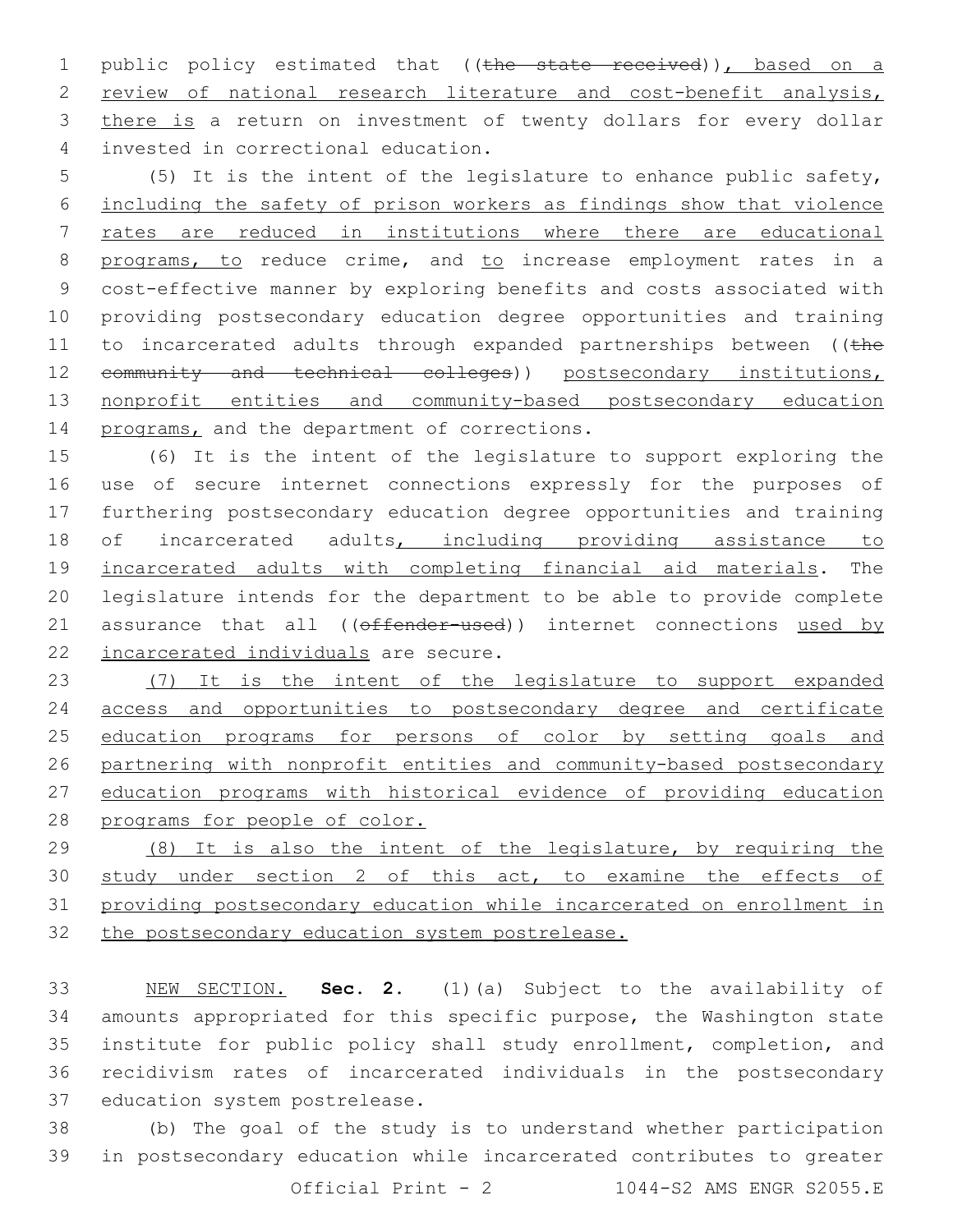public policy estimated that ((~~the state received~~)), based on a review of national research literature and cost-benefit analysis, there is a return on investment of twenty dollars for every dollar invested in correctional education.

(5) It is the intent of the legislature to enhance public safety, including the safety of prison workers as findings show that violence rates are reduced in institutions where there are educational programs, to reduce crime, and to increase employment rates in a cost-effective manner by exploring benefits and costs associated with providing postsecondary education degree opportunities and training to incarcerated adults through expanded partnerships between ((~~the community and technical colleges~~)) postsecondary institutions, nonprofit entities and community-based postsecondary education programs, and the department of corrections.

(6) It is the intent of the legislature to support exploring the use of secure internet connections expressly for the purposes of furthering postsecondary education degree opportunities and training of incarcerated adults, including providing assistance to incarcerated adults with completing financial aid materials. The legislature intends for the department to be able to provide complete assurance that all ((~~offender-used~~)) internet connections used by incarcerated individuals are secure.

(7) It is the intent of the legislature to support expanded access and opportunities to postsecondary degree and certificate education programs for persons of color by setting goals and partnering with nonprofit entities and community-based postsecondary education programs with historical evidence of providing education programs for people of color.

(8) It is also the intent of the legislature, by requiring the study under section 2 of this act, to examine the effects of providing postsecondary education while incarcerated on enrollment in the postsecondary education system postrelease.

NEW SECTION. **Sec. 2.** (1)(a) Subject to the availability of amounts appropriated for this specific purpose, the Washington state institute for public policy shall study enrollment, completion, and recidivism rates of incarcerated individuals in the postsecondary education system postrelease.

(b) The goal of the study is to understand whether participation in postsecondary education while incarcerated contributes to greater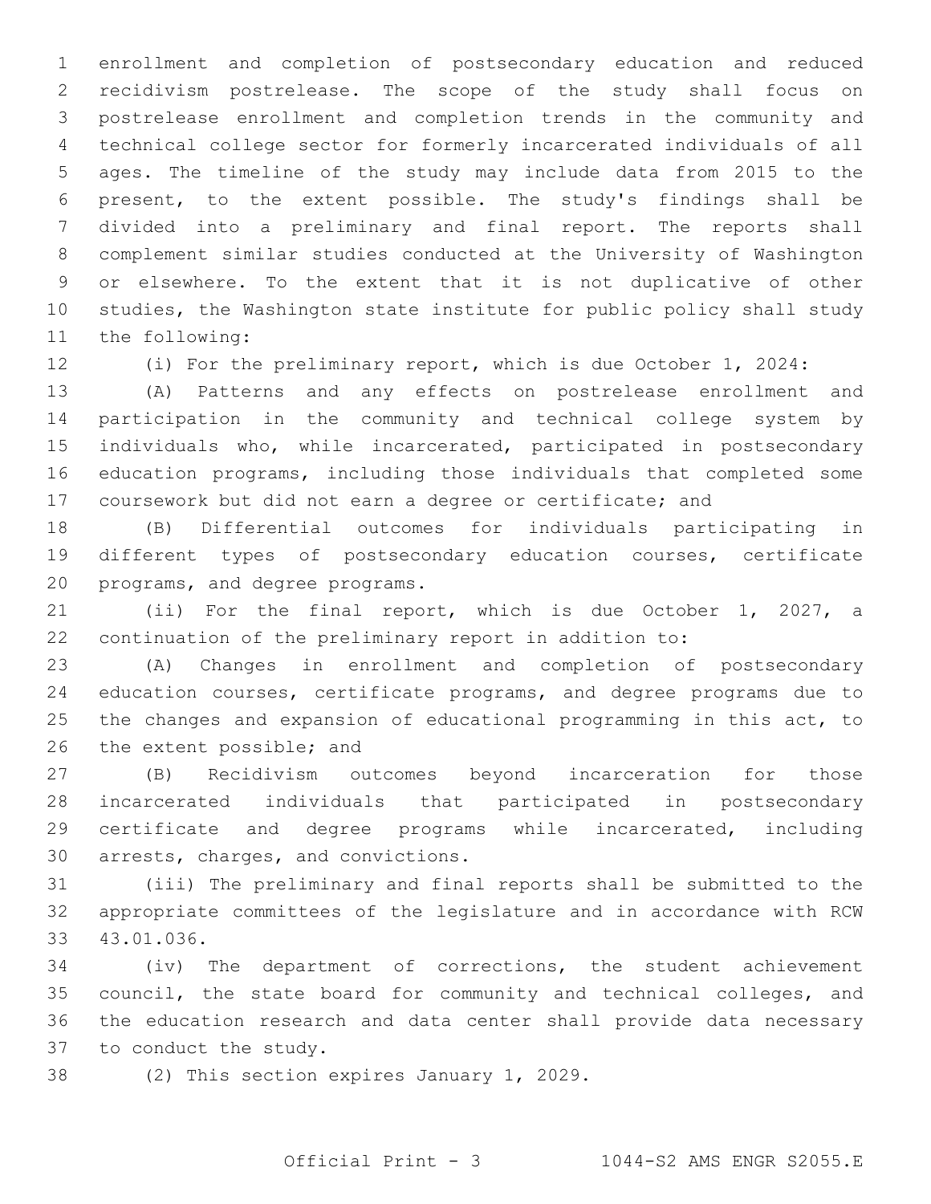enrollment and completion of postsecondary education and reduced recidivism postrelease. The scope of the study shall focus on postrelease enrollment and completion trends in the community and technical college sector for formerly incarcerated individuals of all ages. The timeline of the study may include data from 2015 to the present, to the extent possible. The study's findings shall be divided into a preliminary and final report. The reports shall complement similar studies conducted at the University of Washington or elsewhere. To the extent that it is not duplicative of other studies, the Washington state institute for public policy shall study the following:

(i) For the preliminary report, which is due October 1, 2024:

(A) Patterns and any effects on postrelease enrollment and participation in the community and technical college system by individuals who, while incarcerated, participated in postsecondary education programs, including those individuals that completed some coursework but did not earn a degree or certificate; and

(B) Differential outcomes for individuals participating in different types of postsecondary education courses, certificate programs, and degree programs.

(ii) For the final report, which is due October 1, 2027, a continuation of the preliminary report in addition to:

(A) Changes in enrollment and completion of postsecondary education courses, certificate programs, and degree programs due to the changes and expansion of educational programming in this act, to the extent possible; and

(B) Recidivism outcomes beyond incarceration for those incarcerated individuals that participated in postsecondary certificate and degree programs while incarcerated, including arrests, charges, and convictions.

(iii) The preliminary and final reports shall be submitted to the appropriate committees of the legislature and in accordance with RCW 43.01.036.

(iv) The department of corrections, the student achievement council, the state board for community and technical colleges, and the education research and data center shall provide data necessary to conduct the study.

(2) This section expires January 1, 2029.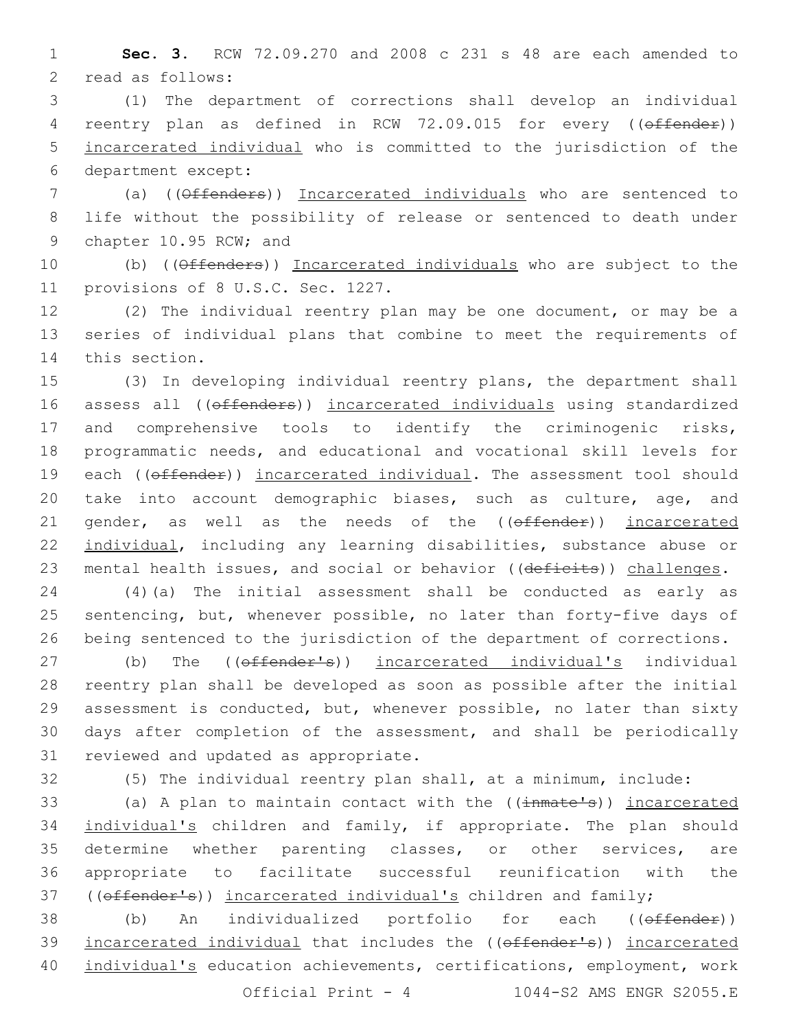**Sec. 3.** RCW 72.09.270 and 2008 c 231 s 48 are each amended to read as follows:

(1) The department of corrections shall develop an individual reentry plan as defined in RCW 72.09.015 for every ((~~offender~~)) <u>incarcerated individual</u> who is committed to the jurisdiction of the department except:

(a) ((~~Offenders~~)) <u>Incarcerated individuals</u> who are sentenced to life without the possibility of release or sentenced to death under chapter 10.95 RCW; and

(b) ((~~Offenders~~)) <u>Incarcerated individuals</u> who are subject to the provisions of 8 U.S.C. Sec. 1227.

(2) The individual reentry plan may be one document, or may be a series of individual plans that combine to meet the requirements of this section.

(3) In developing individual reentry plans, the department shall assess all ((~~offenders~~)) <u>incarcerated individuals</u> using standardized and comprehensive tools to identify the criminogenic risks, programmatic needs, and educational and vocational skill levels for each ((~~offender~~)) <u>incarcerated individual</u>. The assessment tool should take into account demographic biases, such as culture, age, and gender, as well as the needs of the ((~~offender~~)) <u>incarcerated individual</u>, including any learning disabilities, substance abuse or mental health issues, and social or behavior ((~~deficits~~)) <u>challenges</u>.

(4)(a) The initial assessment shall be conducted as early as sentencing, but, whenever possible, no later than forty-five days of being sentenced to the jurisdiction of the department of corrections.

(b) The ((~~offender's~~)) <u>incarcerated individual's</u> individual reentry plan shall be developed as soon as possible after the initial assessment is conducted, but, whenever possible, no later than sixty days after completion of the assessment, and shall be periodically reviewed and updated as appropriate.

(5) The individual reentry plan shall, at a minimum, include:

(a) A plan to maintain contact with the ((~~inmate's~~)) <u>incarcerated individual's</u> children and family, if appropriate. The plan should determine whether parenting classes, or other services, are appropriate to facilitate successful reunification with the ((~~offender's~~)) <u>incarcerated individual's</u> children and family;

(b) An individualized portfolio for each ((~~offender~~)) <u>incarcerated individual</u> that includes the ((~~offender's~~)) <u>incarcerated individual's</u> education achievements, certifications, employment, work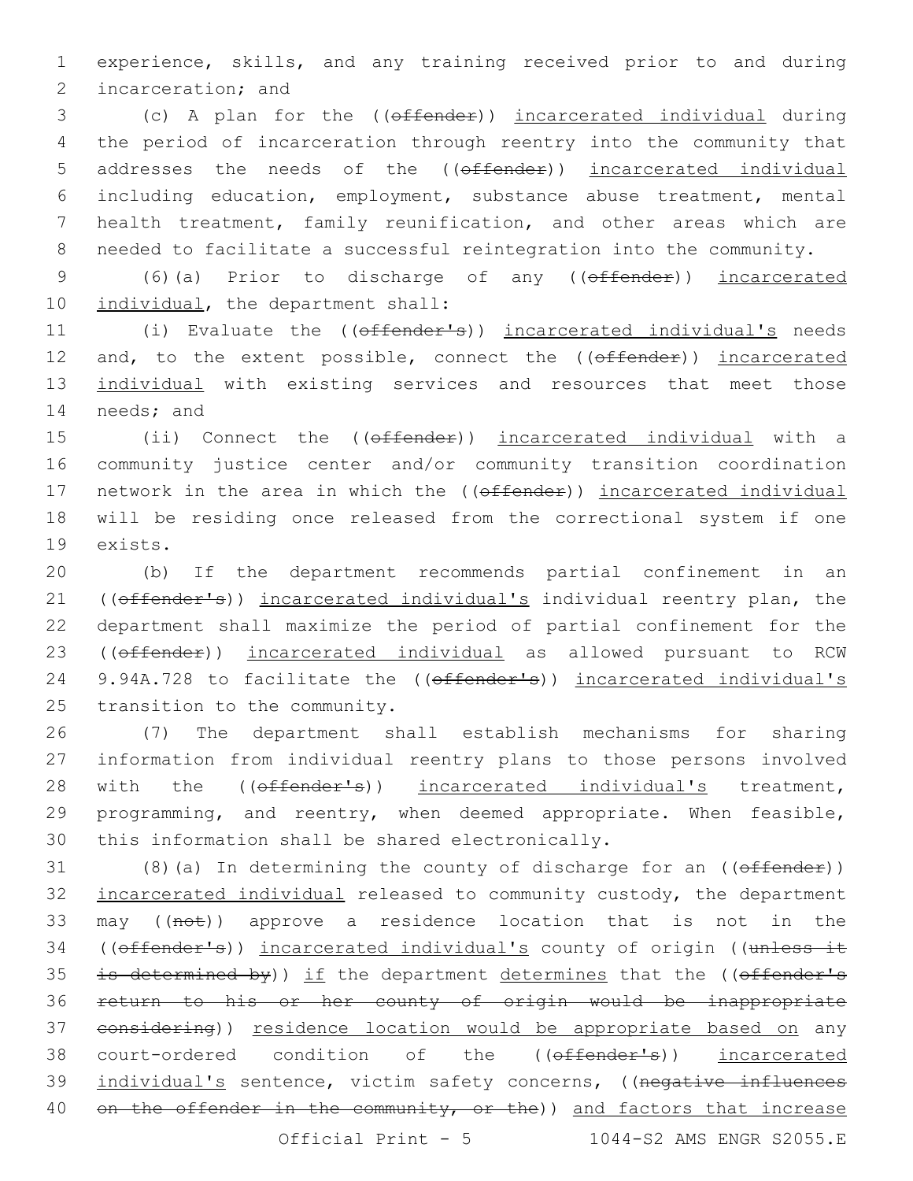experience, skills, and any training received prior to and during incarceration; and

(c) A plan for the ((~~offender~~)) <u>incarcerated individual</u> during the period of incarceration through reentry into the community that addresses the needs of the ((~~offender~~)) <u>incarcerated individual</u> including education, employment, substance abuse treatment, mental health treatment, family reunification, and other areas which are needed to facilitate a successful reintegration into the community.

(6)(a) Prior to discharge of any ((~~offender~~)) <u>incarcerated individual</u>, the department shall:

(i) Evaluate the ((~~offender's~~)) <u>incarcerated individual's</u> needs and, to the extent possible, connect the ((~~offender~~)) <u>incarcerated individual</u> with existing services and resources that meet those needs; and

(ii) Connect the ((~~offender~~)) <u>incarcerated individual</u> with a community justice center and/or community transition coordination network in the area in which the ((~~offender~~)) <u>incarcerated individual</u> will be residing once released from the correctional system if one exists.

(b) If the department recommends partial confinement in an ((~~offender's~~)) <u>incarcerated individual's</u> individual reentry plan, the department shall maximize the period of partial confinement for the ((~~offender~~)) <u>incarcerated individual</u> as allowed pursuant to RCW 9.94A.728 to facilitate the ((~~offender's~~)) <u>incarcerated individual's</u> transition to the community.

(7) The department shall establish mechanisms for sharing information from individual reentry plans to those persons involved with the ((~~offender's~~)) <u>incarcerated individual's</u> treatment, programming, and reentry, when deemed appropriate. When feasible, this information shall be shared electronically.

(8)(a) In determining the county of discharge for an ((~~offender~~)) <u>incarcerated individual</u> released to community custody, the department may ((~~not~~)) approve a residence location that is not in the ((~~offender's~~)) <u>incarcerated individual's</u> county of origin ((~~unless it is determined by~~)) <u>if</u> the department <u>determines</u> that the ((~~offender's return to his or her county of origin would be inappropriate considering~~)) <u>residence location would be appropriate based on</u> any court-ordered condition of the ((~~offender's~~)) <u>incarcerated individual's</u> sentence, victim safety concerns, ((~~negative influences on the offender in the community, or the~~)) <u>and factors that increase</u>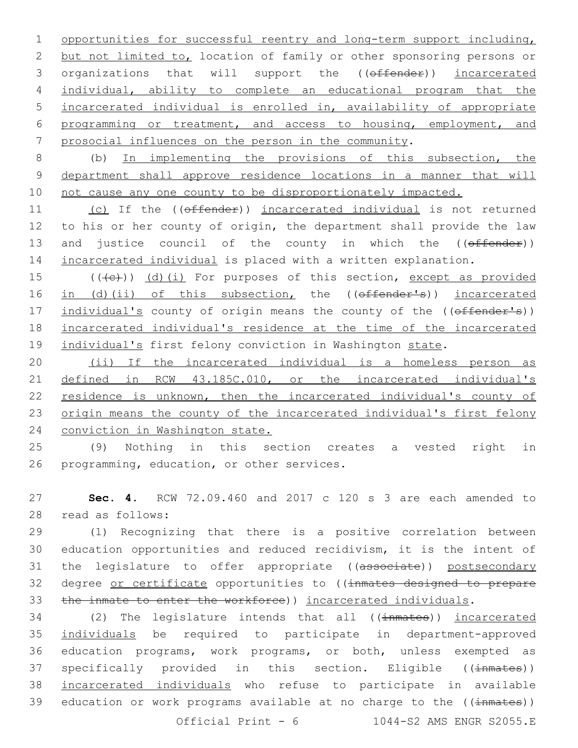opportunities for successful reentry and long-term support including, but not limited to, location of family or other sponsoring persons or organizations that will support the ((offender)) incarcerated individual, ability to complete an educational program that the incarcerated individual is enrolled in, availability of appropriate programming or treatment, and access to housing, employment, and prosocial influences on the person in the community.

(b) In implementing the provisions of this subsection, the department shall approve residence locations in a manner that will not cause any one county to be disproportionately impacted.

(c) If the ((offender)) incarcerated individual is not returned to his or her county of origin, the department shall provide the law and justice council of the county in which the ((offender)) incarcerated individual is placed with a written explanation.

(((c))) (d)(i) For purposes of this section, except as provided in (d)(ii) of this subsection, the ((offender's)) incarcerated individual's county of origin means the county of the ((offender's)) incarcerated individual's residence at the time of the incarcerated individual's first felony conviction in Washington state.

(ii) If the incarcerated individual is a homeless person as defined in RCW 43.185C.010, or the incarcerated individual's residence is unknown, then the incarcerated individual's county of origin means the county of the incarcerated individual's first felony conviction in Washington state.

(9) Nothing in this section creates a vested right in programming, education, or other services.

**Sec. 4.** RCW 72.09.460 and 2017 c 120 s 3 are each amended to read as follows:

(1) Recognizing that there is a positive correlation between education opportunities and reduced recidivism, it is the intent of the legislature to offer appropriate ((associate)) postsecondary degree or certificate opportunities to ((inmates designed to prepare the inmate to enter the workforce)) incarcerated individuals.

(2) The legislature intends that all ((inmates)) incarcerated individuals be required to participate in department-approved education programs, work programs, or both, unless exempted as specifically provided in this section. Eligible ((inmates)) incarcerated individuals who refuse to participate in available education or work programs available at no charge to the ((inmates))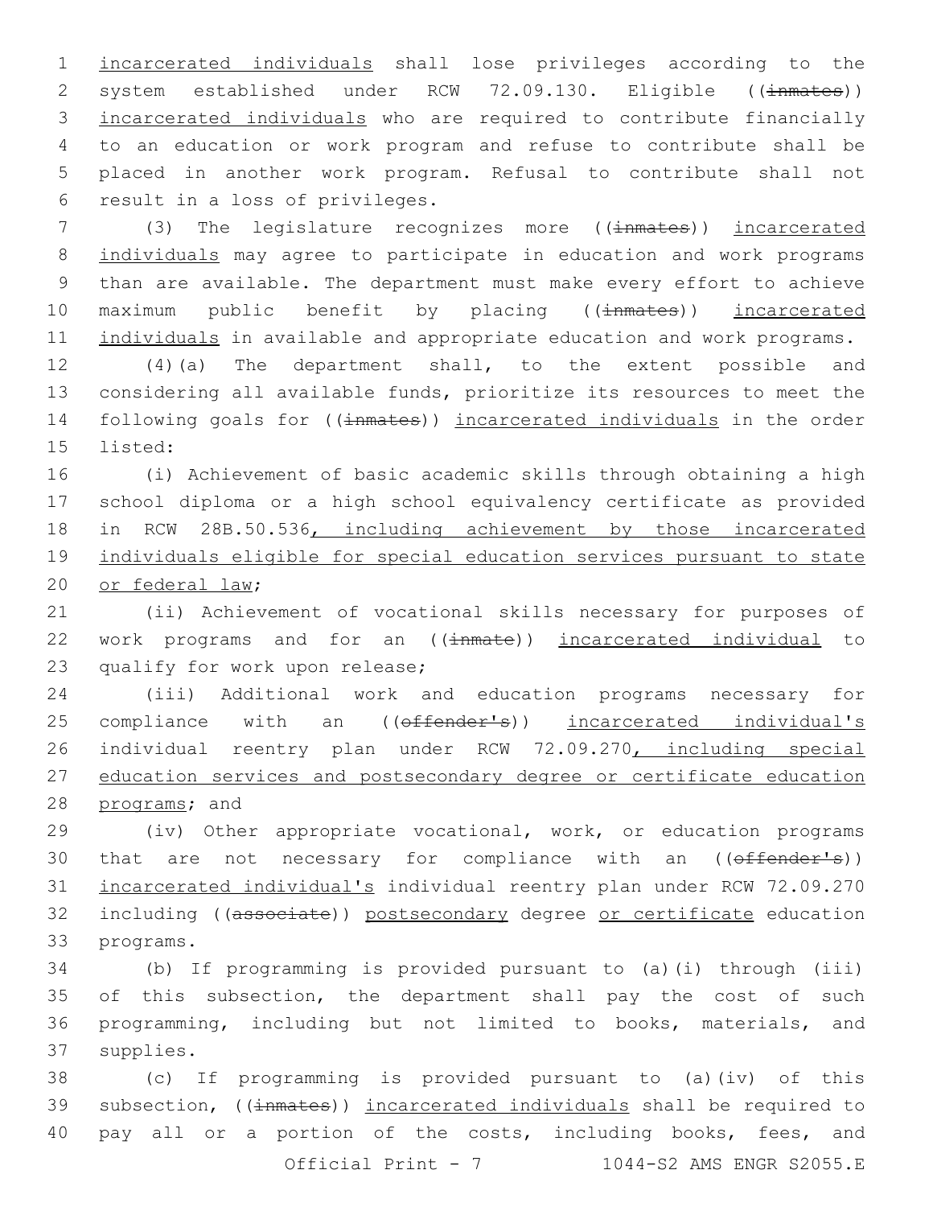incarcerated individuals shall lose privileges according to the system established under RCW 72.09.130. Eligible ((~~inmates~~)) incarcerated individuals who are required to contribute financially to an education or work program and refuse to contribute shall be placed in another work program. Refusal to contribute shall not result in a loss of privileges.

(3) The legislature recognizes more ((~~inmates~~)) incarcerated individuals may agree to participate in education and work programs than are available. The department must make every effort to achieve maximum public benefit by placing ((~~inmates~~)) incarcerated individuals in available and appropriate education and work programs.

(4)(a) The department shall, to the extent possible and considering all available funds, prioritize its resources to meet the following goals for ((~~inmates~~)) incarcerated individuals in the order listed:

(i) Achievement of basic academic skills through obtaining a high school diploma or a high school equivalency certificate as provided in RCW 28B.50.536, including achievement by those incarcerated individuals eligible for special education services pursuant to state or federal law;

(ii) Achievement of vocational skills necessary for purposes of work programs and for an ((~~inmate~~)) incarcerated individual to qualify for work upon release;

(iii) Additional work and education programs necessary for compliance with an ((~~offender's~~)) incarcerated individual's individual reentry plan under RCW 72.09.270, including special education services and postsecondary degree or certificate education programs; and

(iv) Other appropriate vocational, work, or education programs that are not necessary for compliance with an ((~~offender's~~)) incarcerated individual's individual reentry plan under RCW 72.09.270 including ((~~associate~~)) postsecondary degree or certificate education programs.

(b) If programming is provided pursuant to (a)(i) through (iii) of this subsection, the department shall pay the cost of such programming, including but not limited to books, materials, and supplies.

(c) If programming is provided pursuant to (a)(iv) of this subsection, ((~~inmates~~)) incarcerated individuals shall be required to pay all or a portion of the costs, including books, fees, and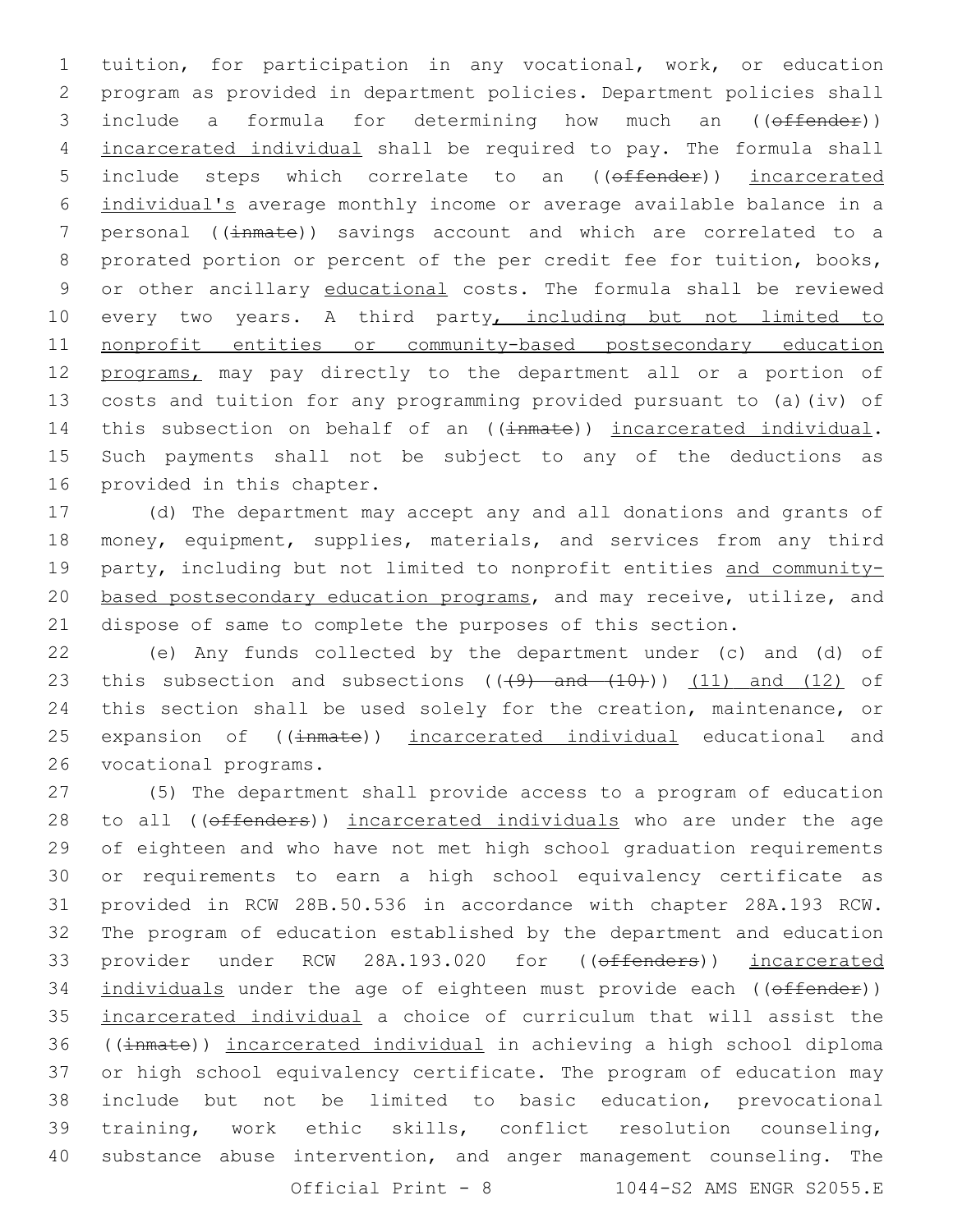tuition, for participation in any vocational, work, or education program as provided in department policies. Department policies shall include a formula for determining how much an ((~~offender~~)) incarcerated individual shall be required to pay. The formula shall include steps which correlate to an ((~~offender~~)) incarcerated individual's average monthly income or average available balance in a personal ((~~inmate~~)) savings account and which are correlated to a prorated portion or percent of the per credit fee for tuition, books, or other ancillary educational costs. The formula shall be reviewed every two years. A third party, including but not limited to nonprofit entities or community-based postsecondary education programs, may pay directly to the department all or a portion of costs and tuition for any programming provided pursuant to (a)(iv) of this subsection on behalf of an ((~~inmate~~)) incarcerated individual. Such payments shall not be subject to any of the deductions as provided in this chapter.

(d) The department may accept any and all donations and grants of money, equipment, supplies, materials, and services from any third party, including but not limited to nonprofit entities and community-based postsecondary education programs, and may receive, utilize, and dispose of same to complete the purposes of this section.

(e) Any funds collected by the department under (c) and (d) of this subsection and subsections ((~~(9) and (10)~~)) (11) and (12) of this section shall be used solely for the creation, maintenance, or expansion of ((~~inmate~~)) incarcerated individual educational and vocational programs.

(5) The department shall provide access to a program of education to all ((~~offenders~~)) incarcerated individuals who are under the age of eighteen and who have not met high school graduation requirements or requirements to earn a high school equivalency certificate as provided in RCW 28B.50.536 in accordance with chapter 28A.193 RCW. The program of education established by the department and education provider under RCW 28A.193.020 for ((~~offenders~~)) incarcerated individuals under the age of eighteen must provide each ((~~offender~~)) incarcerated individual a choice of curriculum that will assist the ((~~inmate~~)) incarcerated individual in achieving a high school diploma or high school equivalency certificate. The program of education may include but not be limited to basic education, prevocational training, work ethic skills, conflict resolution counseling, substance abuse intervention, and anger management counseling. The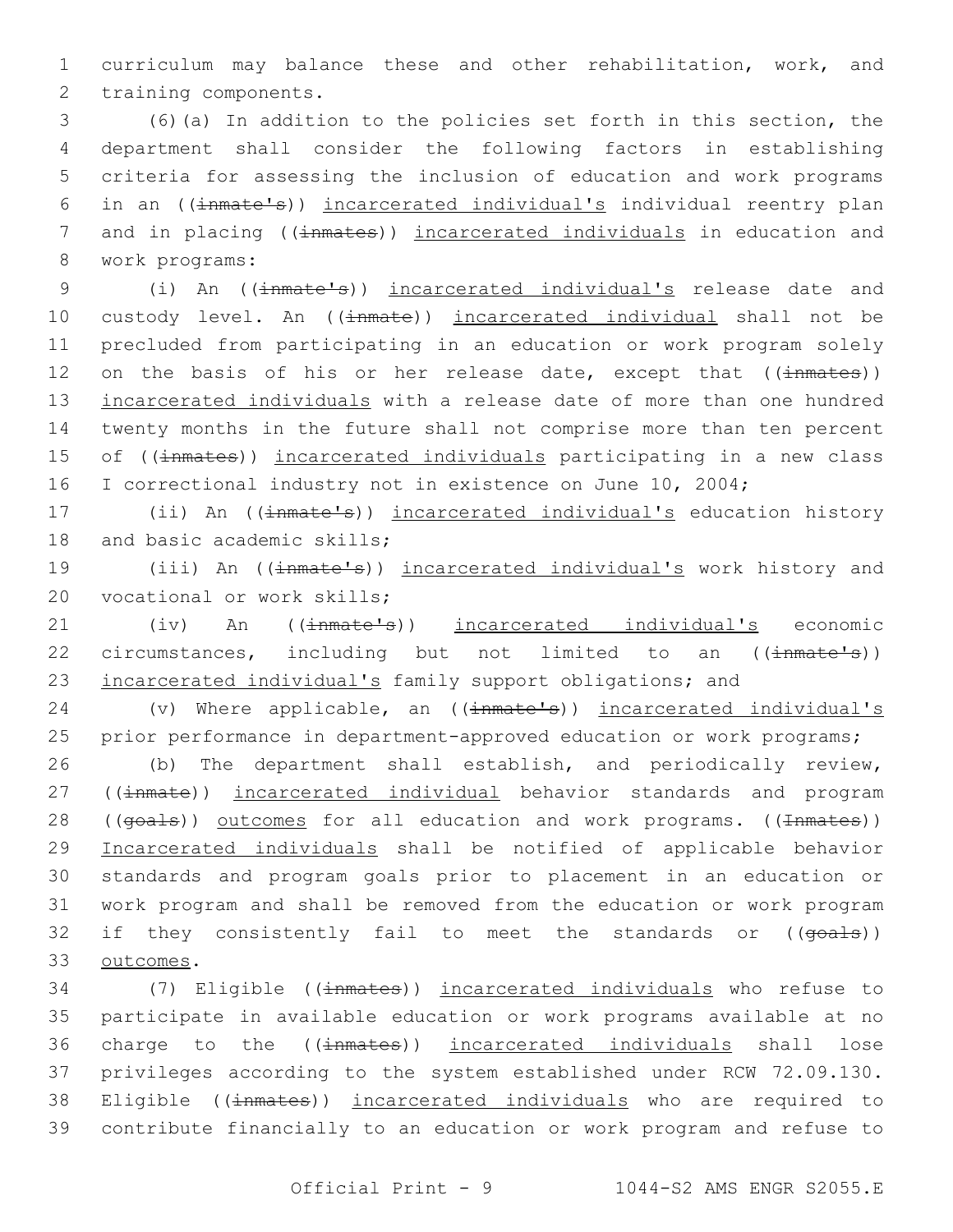curriculum may balance these and other rehabilitation, work, and training components.

(6)(a) In addition to the policies set forth in this section, the department shall consider the following factors in establishing criteria for assessing the inclusion of education and work programs in an ((~~inmate's~~)) incarcerated individual's individual reentry plan and in placing ((~~inmates~~)) incarcerated individuals in education and work programs:

(i) An ((~~inmate's~~)) incarcerated individual's release date and custody level. An ((~~inmate~~)) incarcerated individual shall not be precluded from participating in an education or work program solely on the basis of his or her release date, except that ((~~inmates~~)) incarcerated individuals with a release date of more than one hundred twenty months in the future shall not comprise more than ten percent of ((~~inmates~~)) incarcerated individuals participating in a new class I correctional industry not in existence on June 10, 2004;

(ii) An ((~~inmate's~~)) incarcerated individual's education history and basic academic skills;

(iii) An ((~~inmate's~~)) incarcerated individual's work history and vocational or work skills;

(iv) An ((~~inmate's~~)) incarcerated individual's economic circumstances, including but not limited to an ((~~inmate's~~)) incarcerated individual's family support obligations; and

(v) Where applicable, an ((~~inmate's~~)) incarcerated individual's prior performance in department-approved education or work programs;

(b) The department shall establish, and periodically review, ((~~inmate~~)) incarcerated individual behavior standards and program ((~~goals~~)) outcomes for all education and work programs. ((~~Inmates~~)) Incarcerated individuals shall be notified of applicable behavior standards and program goals prior to placement in an education or work program and shall be removed from the education or work program if they consistently fail to meet the standards or ((~~goals~~)) outcomes.

(7) Eligible ((~~inmates~~)) incarcerated individuals who refuse to participate in available education or work programs available at no charge to the ((~~inmates~~)) incarcerated individuals shall lose privileges according to the system established under RCW 72.09.130. Eligible ((~~inmates~~)) incarcerated individuals who are required to contribute financially to an education or work program and refuse to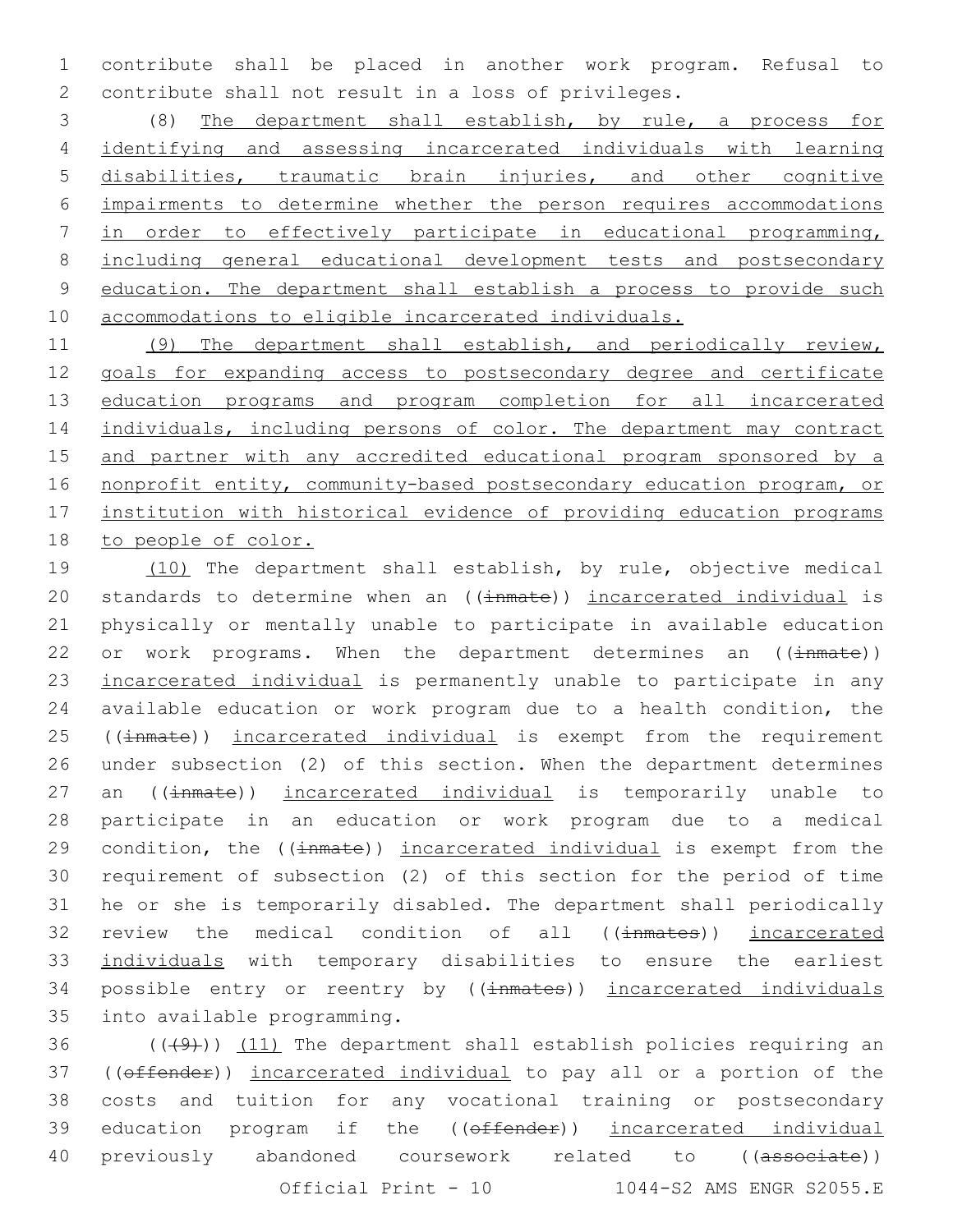contribute shall be placed in another work program. Refusal to contribute shall not result in a loss of privileges.

(8) <u>The department shall establish, by rule, a process for identifying and assessing incarcerated individuals with learning disabilities, traumatic brain injuries, and other cognitive impairments to determine whether the person requires accommodations in order to effectively participate in educational programming, including general educational development tests and postsecondary education. The department shall establish a process to provide such accommodations to eligible incarcerated individuals.</u>

<u>(9) The department shall establish, and periodically review, goals for expanding access to postsecondary degree and certificate education programs and program completion for all incarcerated individuals, including persons of color. The department may contract and partner with any accredited educational program sponsored by a nonprofit entity, community-based postsecondary education program, or institution with historical evidence of providing education programs to people of color.</u>

<u>(10)</u> The department shall establish, by rule, objective medical standards to determine when an ((~~inmate~~)) <u>incarcerated individual</u> is physically or mentally unable to participate in available education or work programs. When the department determines an ((~~inmate~~)) <u>incarcerated individual</u> is permanently unable to participate in any available education or work program due to a health condition, the ((~~inmate~~)) <u>incarcerated individual</u> is exempt from the requirement under subsection (2) of this section. When the department determines an ((~~inmate~~)) <u>incarcerated individual</u> is temporarily unable to participate in an education or work program due to a medical condition, the ((~~inmate~~)) <u>incarcerated individual</u> is exempt from the requirement of subsection (2) of this section for the period of time he or she is temporarily disabled. The department shall periodically review the medical condition of all ((~~inmates~~)) <u>incarcerated individuals</u> with temporary disabilities to ensure the earliest possible entry or reentry by ((~~inmates~~)) <u>incarcerated individuals</u> into available programming.

((~~(9)~~)) <u>(11)</u> The department shall establish policies requiring an ((~~offender~~)) <u>incarcerated individual</u> to pay all or a portion of the costs and tuition for any vocational training or postsecondary education program if the ((~~offender~~)) <u>incarcerated individual</u> previously abandoned coursework related to ((~~associate~~))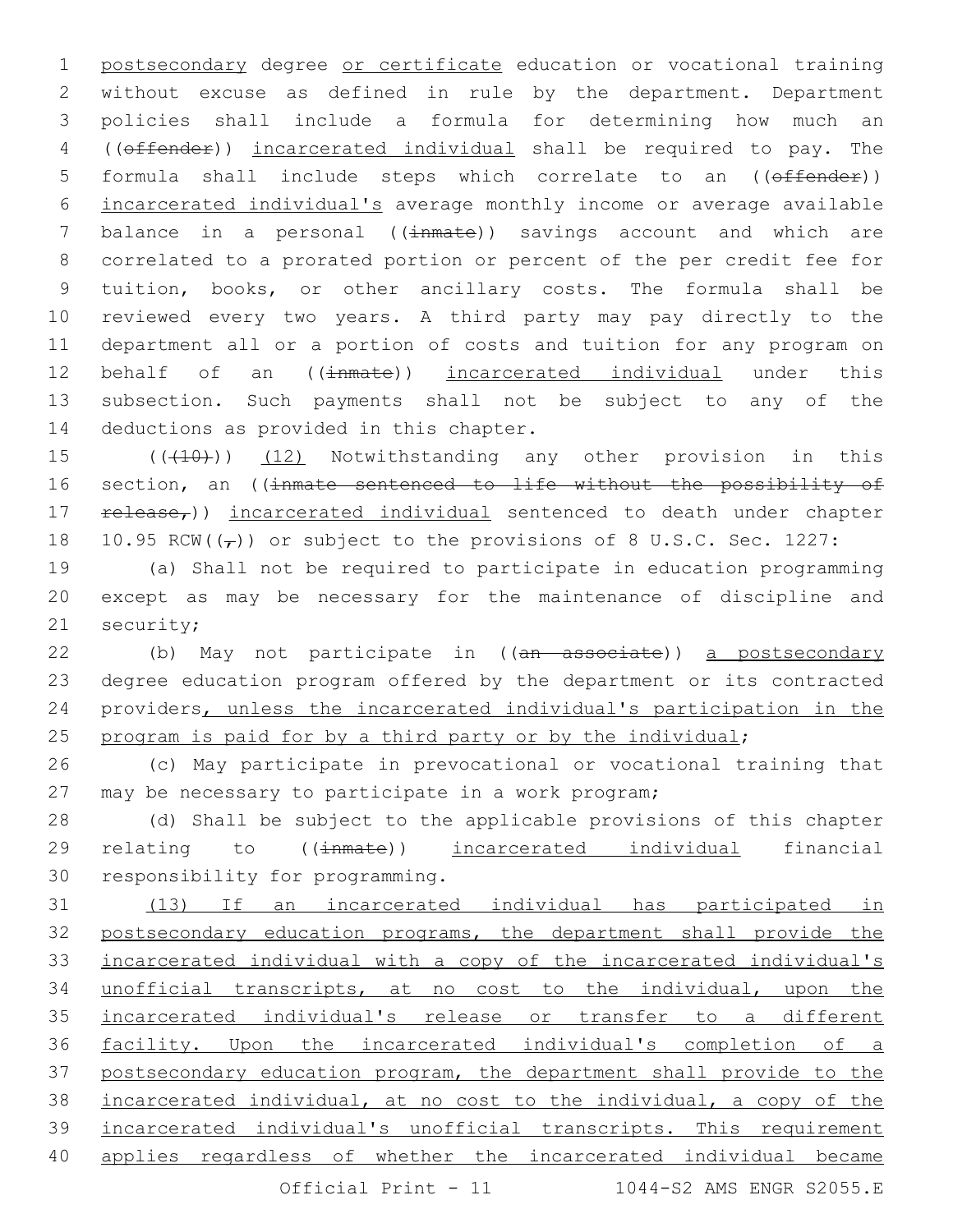postsecondary degree or certificate education or vocational training without excuse as defined in rule by the department. Department policies shall include a formula for determining how much an ((offender)) incarcerated individual shall be required to pay. The formula shall include steps which correlate to an ((offender)) incarcerated individual's average monthly income or average available balance in a personal ((inmate)) savings account and which are correlated to a prorated portion or percent of the per credit fee for tuition, books, or other ancillary costs. The formula shall be reviewed every two years. A third party may pay directly to the department all or a portion of costs and tuition for any program on behalf of an ((inmate)) incarcerated individual under this subsection. Such payments shall not be subject to any of the deductions as provided in this chapter.

(((10))) (12) Notwithstanding any other provision in this section, an ((inmate sentenced to life without the possibility of release,)) incarcerated individual sentenced to death under chapter 10.95 RCW((,)) or subject to the provisions of 8 U.S.C. Sec. 1227:

(a) Shall not be required to participate in education programming except as may be necessary for the maintenance of discipline and security;

(b) May not participate in ((an associate)) a postsecondary degree education program offered by the department or its contracted providers, unless the incarcerated individual's participation in the program is paid for by a third party or by the individual;

(c) May participate in prevocational or vocational training that may be necessary to participate in a work program;

(d) Shall be subject to the applicable provisions of this chapter relating to ((inmate)) incarcerated individual financial responsibility for programming.

(13) If an incarcerated individual has participated in postsecondary education programs, the department shall provide the incarcerated individual with a copy of the incarcerated individual's unofficial transcripts, at no cost to the individual, upon the incarcerated individual's release or transfer to a different facility. Upon the incarcerated individual's completion of a postsecondary education program, the department shall provide to the incarcerated individual, at no cost to the individual, a copy of the incarcerated individual's unofficial transcripts. This requirement applies regardless of whether the incarcerated individual became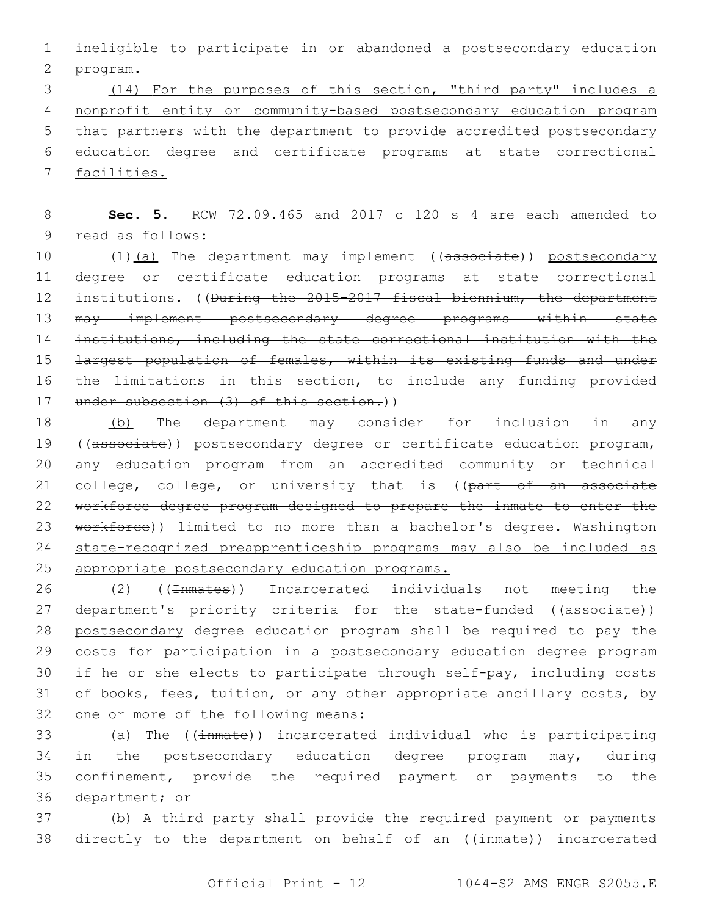ineligible to participate in or abandoned a postsecondary education program.

(14) For the purposes of this section, "third party" includes a nonprofit entity or community-based postsecondary education program that partners with the department to provide accredited postsecondary education degree and certificate programs at state correctional facilities.

**Sec. 5.** RCW 72.09.465 and 2017 c 120 s 4 are each amended to read as follows:

(1)(a) The department may implement ((~~associate~~)) postsecondary degree or certificate education programs at state correctional institutions. ((~~During the 2015-2017 fiscal biennium, the department may implement postsecondary degree programs within state institutions, including the state correctional institution with the largest population of females, within its existing funds and under the limitations in this section, to include any funding provided under subsection (3) of this section.~~))

(b) The department may consider for inclusion in any ((~~associate~~)) postsecondary degree or certificate education program, any education program from an accredited community or technical college, college, or university that is ((~~part of an associate workforce degree program designed to prepare the inmate to enter the workforce~~)) limited to no more than a bachelor's degree. Washington state-recognized preapprenticeship programs may also be included as appropriate postsecondary education programs.

(2) ((~~Inmates~~)) Incarcerated individuals not meeting the department's priority criteria for the state-funded ((~~associate~~)) postsecondary degree education program shall be required to pay the costs for participation in a postsecondary education degree program if he or she elects to participate through self-pay, including costs of books, fees, tuition, or any other appropriate ancillary costs, by one or more of the following means:

(a) The ((~~inmate~~)) incarcerated individual who is participating in the postsecondary education degree program may, during confinement, provide the required payment or payments to the department; or

(b) A third party shall provide the required payment or payments directly to the department on behalf of an ((~~inmate~~)) incarcerated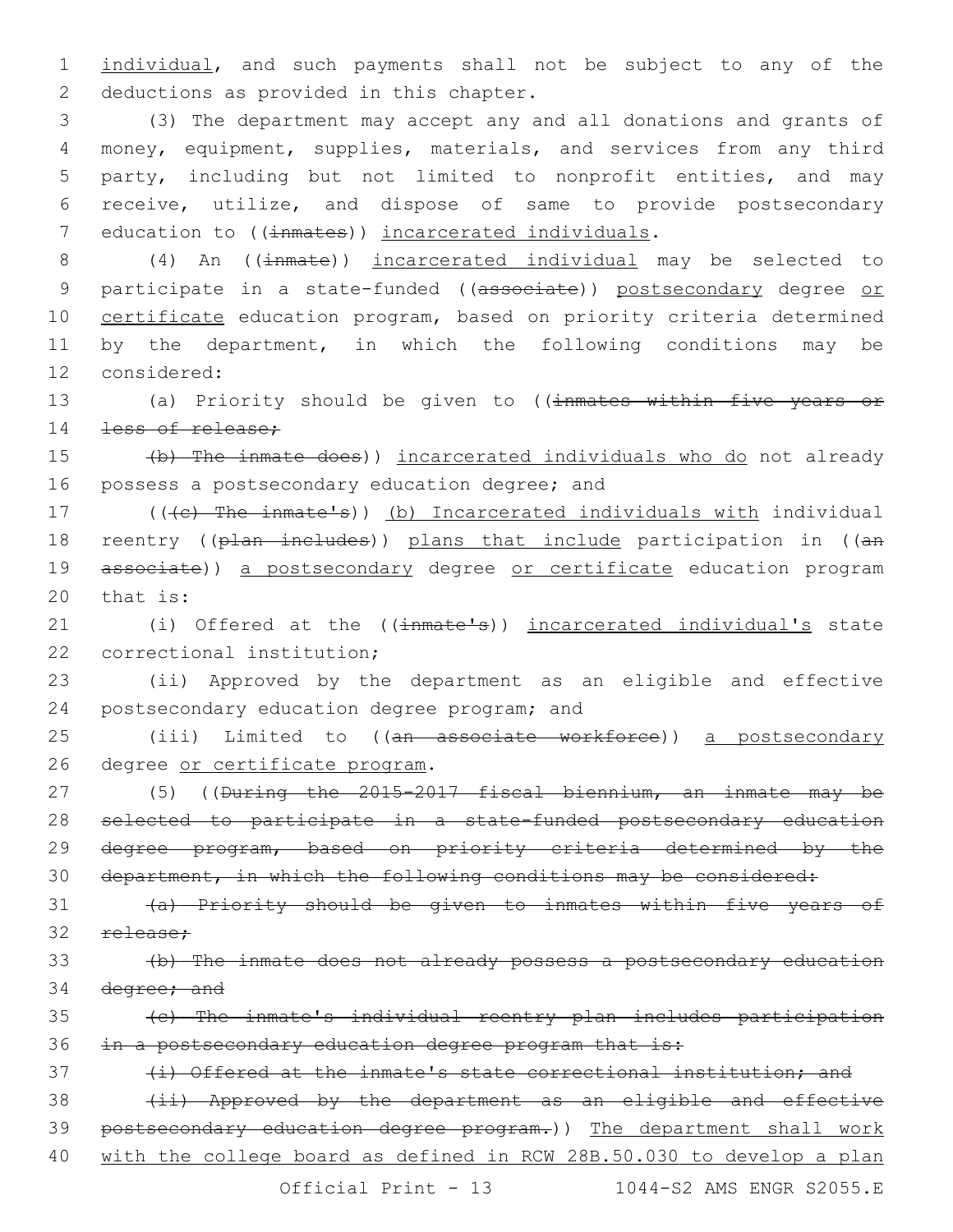individual, and such payments shall not be subject to any of the deductions as provided in this chapter.

(3) The department may accept any and all donations and grants of money, equipment, supplies, materials, and services from any third party, including but not limited to nonprofit entities, and may receive, utilize, and dispose of same to provide postsecondary education to ((~~inmates~~)) incarcerated individuals.

(4) An ((~~inmate~~)) incarcerated individual may be selected to participate in a state-funded ((~~associate~~)) postsecondary degree or certificate education program, based on priority criteria determined by the department, in which the following conditions may be considered:

(a) Priority should be given to ((~~inmates within five years or less of release;~~

~~(b) The inmate does~~)) incarcerated individuals who do not already possess a postsecondary education degree; and

((~~(c) The inmate's~~)) (b) Incarcerated individuals with individual reentry ((~~plan includes~~)) plans that include participation in ((~~an associate~~)) a postsecondary degree or certificate education program that is:

(i) Offered at the ((~~inmate's~~)) incarcerated individual's state correctional institution;

(ii) Approved by the department as an eligible and effective postsecondary education degree program; and

(iii) Limited to ((~~an associate workforce~~)) a postsecondary degree or certificate program.

(5) ((~~During the 2015-2017 fiscal biennium, an inmate may be selected to participate in a state-funded postsecondary education degree program, based on priority criteria determined by the department, in which the following conditions may be considered:~~

~~(a) Priority should be given to inmates within five years of release;~~

~~(b) The inmate does not already possess a postsecondary education degree; and~~

~~(c) The inmate's individual reentry plan includes participation in a postsecondary education degree program that is:~~

~~(i) Offered at the inmate's state correctional institution; and~~

~~(ii) Approved by the department as an eligible and effective postsecondary education degree program.~~)) The department shall work with the college board as defined in RCW 28B.50.030 to develop a plan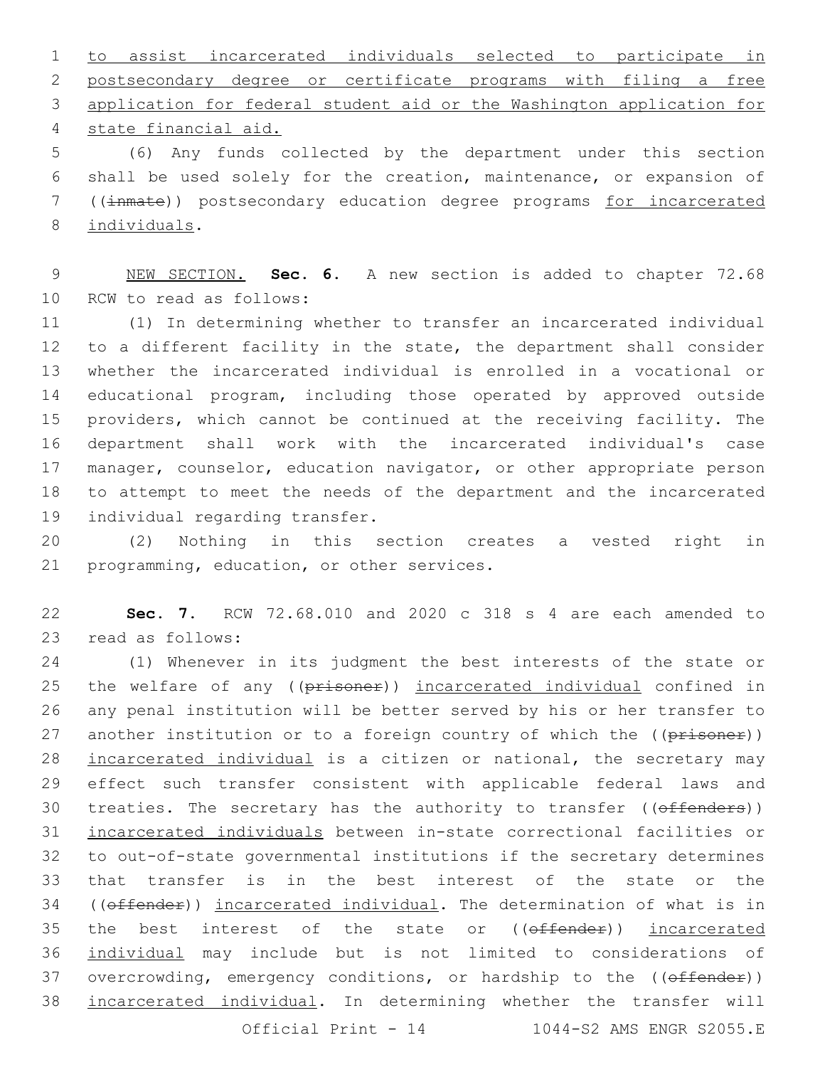to assist incarcerated individuals selected to participate in postsecondary degree or certificate programs with filing a free application for federal student aid or the Washington application for state financial aid.

(6) Any funds collected by the department under this section shall be used solely for the creation, maintenance, or expansion of ((~~inmate~~)) postsecondary education degree programs for incarcerated individuals.

NEW SECTION. **Sec. 6.** A new section is added to chapter 72.68 RCW to read as follows:

(1) In determining whether to transfer an incarcerated individual to a different facility in the state, the department shall consider whether the incarcerated individual is enrolled in a vocational or educational program, including those operated by approved outside providers, which cannot be continued at the receiving facility. The department shall work with the incarcerated individual's case manager, counselor, education navigator, or other appropriate person to attempt to meet the needs of the department and the incarcerated individual regarding transfer.

(2) Nothing in this section creates a vested right in programming, education, or other services.

**Sec. 7.** RCW 72.68.010 and 2020 c 318 s 4 are each amended to read as follows:

(1) Whenever in its judgment the best interests of the state or the welfare of any ((~~prisoner~~)) incarcerated individual confined in any penal institution will be better served by his or her transfer to another institution or to a foreign country of which the ((~~prisoner~~)) incarcerated individual is a citizen or national, the secretary may effect such transfer consistent with applicable federal laws and treaties. The secretary has the authority to transfer ((~~offenders~~)) incarcerated individuals between in-state correctional facilities or to out-of-state governmental institutions if the secretary determines that transfer is in the best interest of the state or the ((~~offender~~)) incarcerated individual. The determination of what is in the best interest of the state or ((~~offender~~)) incarcerated individual may include but is not limited to considerations of overcrowding, emergency conditions, or hardship to the ((~~offender~~)) incarcerated individual. In determining whether the transfer will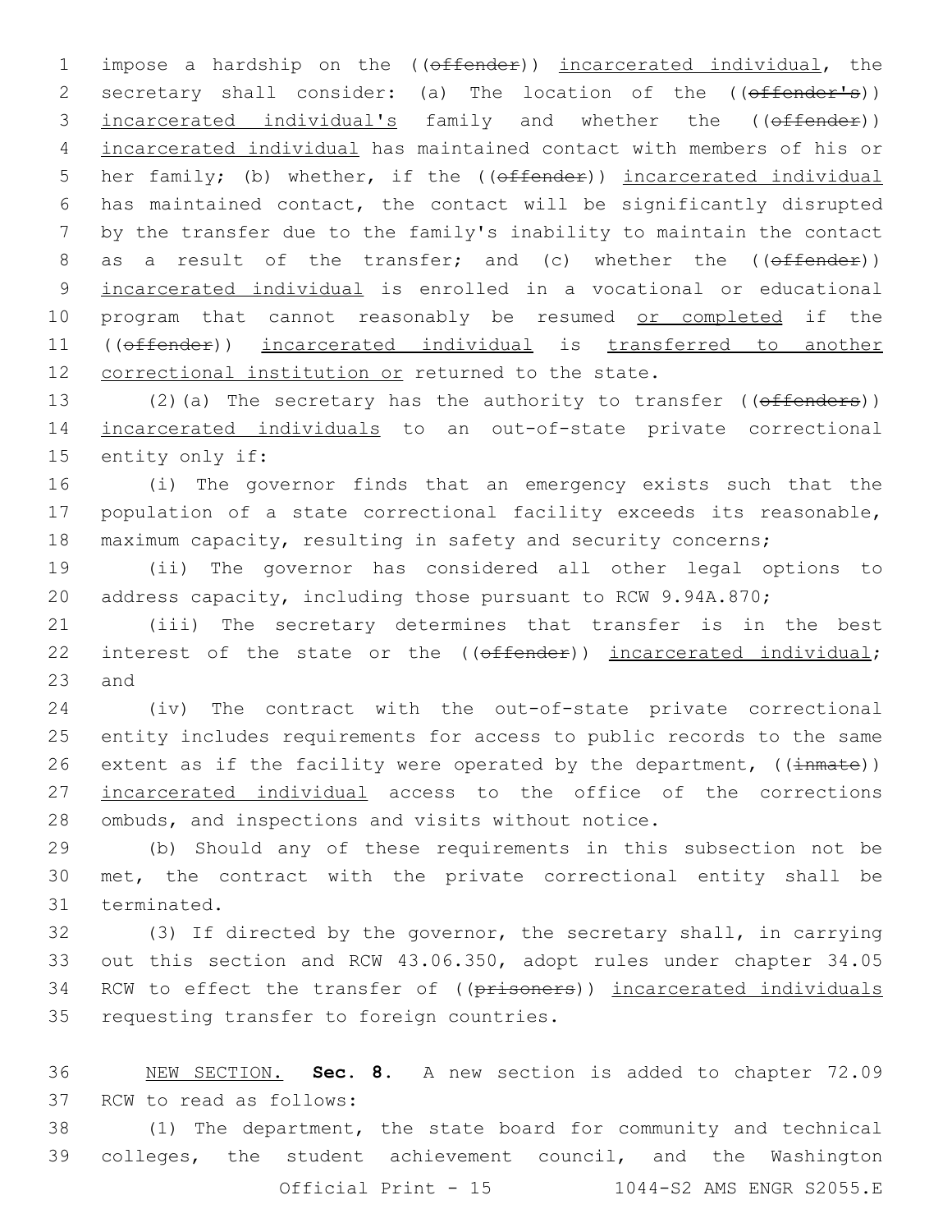impose a hardship on the ((~~offender~~)) incarcerated individual, the secretary shall consider: (a) The location of the ((~~offender's~~)) incarcerated individual's family and whether the ((~~offender~~)) incarcerated individual has maintained contact with members of his or her family; (b) whether, if the ((~~offender~~)) incarcerated individual has maintained contact, the contact will be significantly disrupted by the transfer due to the family's inability to maintain the contact as a result of the transfer; and (c) whether the ((~~offender~~)) incarcerated individual is enrolled in a vocational or educational program that cannot reasonably be resumed or completed if the ((~~offender~~)) incarcerated individual is transferred to another correctional institution or returned to the state.

(2)(a) The secretary has the authority to transfer ((~~offenders~~)) incarcerated individuals to an out-of-state private correctional entity only if:

(i) The governor finds that an emergency exists such that the population of a state correctional facility exceeds its reasonable, maximum capacity, resulting in safety and security concerns;

(ii) The governor has considered all other legal options to address capacity, including those pursuant to RCW 9.94A.870;

(iii) The secretary determines that transfer is in the best interest of the state or the ((~~offender~~)) incarcerated individual; and

(iv) The contract with the out-of-state private correctional entity includes requirements for access to public records to the same extent as if the facility were operated by the department, ((~~inmate~~)) incarcerated individual access to the office of the corrections ombuds, and inspections and visits without notice.

(b) Should any of these requirements in this subsection not be met, the contract with the private correctional entity shall be terminated.

(3) If directed by the governor, the secretary shall, in carrying out this section and RCW 43.06.350, adopt rules under chapter 34.05 RCW to effect the transfer of ((~~prisoners~~)) incarcerated individuals requesting transfer to foreign countries.

NEW SECTION. **Sec. 8.** A new section is added to chapter 72.09 RCW to read as follows:

(1) The department, the state board for community and technical colleges, the student achievement council, and the Washington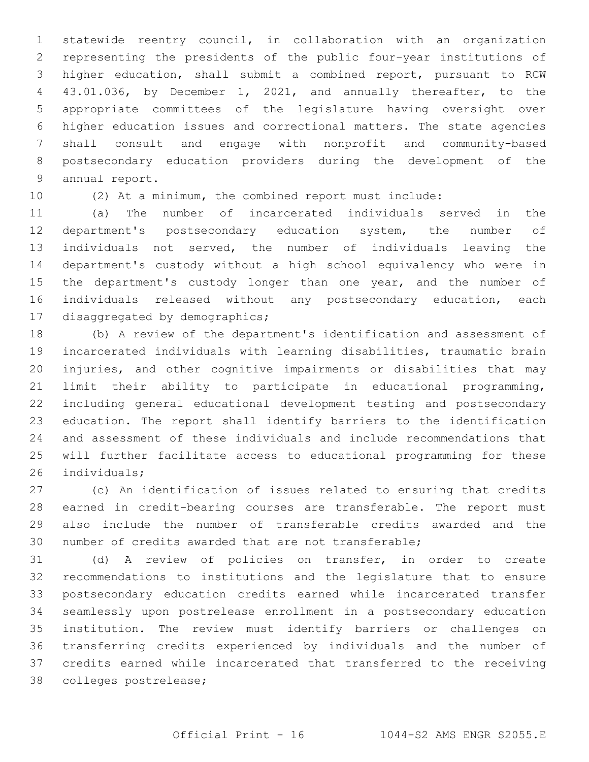statewide reentry council, in collaboration with an organization representing the presidents of the public four-year institutions of higher education, shall submit a combined report, pursuant to RCW 43.01.036, by December 1, 2021, and annually thereafter, to the appropriate committees of the legislature having oversight over higher education issues and correctional matters. The state agencies shall consult and engage with nonprofit and community-based postsecondary education providers during the development of the annual report.

(2) At a minimum, the combined report must include:

(a) The number of incarcerated individuals served in the department's postsecondary education system, the number of individuals not served, the number of individuals leaving the department's custody without a high school equivalency who were in the department's custody longer than one year, and the number of individuals released without any postsecondary education, each disaggregated by demographics;

(b) A review of the department's identification and assessment of incarcerated individuals with learning disabilities, traumatic brain injuries, and other cognitive impairments or disabilities that may limit their ability to participate in educational programming, including general educational development testing and postsecondary education. The report shall identify barriers to the identification and assessment of these individuals and include recommendations that will further facilitate access to educational programming for these individuals;

(c) An identification of issues related to ensuring that credits earned in credit-bearing courses are transferable. The report must also include the number of transferable credits awarded and the number of credits awarded that are not transferable;

(d) A review of policies on transfer, in order to create recommendations to institutions and the legislature that to ensure postsecondary education credits earned while incarcerated transfer seamlessly upon postrelease enrollment in a postsecondary education institution. The review must identify barriers or challenges on transferring credits experienced by individuals and the number of credits earned while incarcerated that transferred to the receiving colleges postrelease;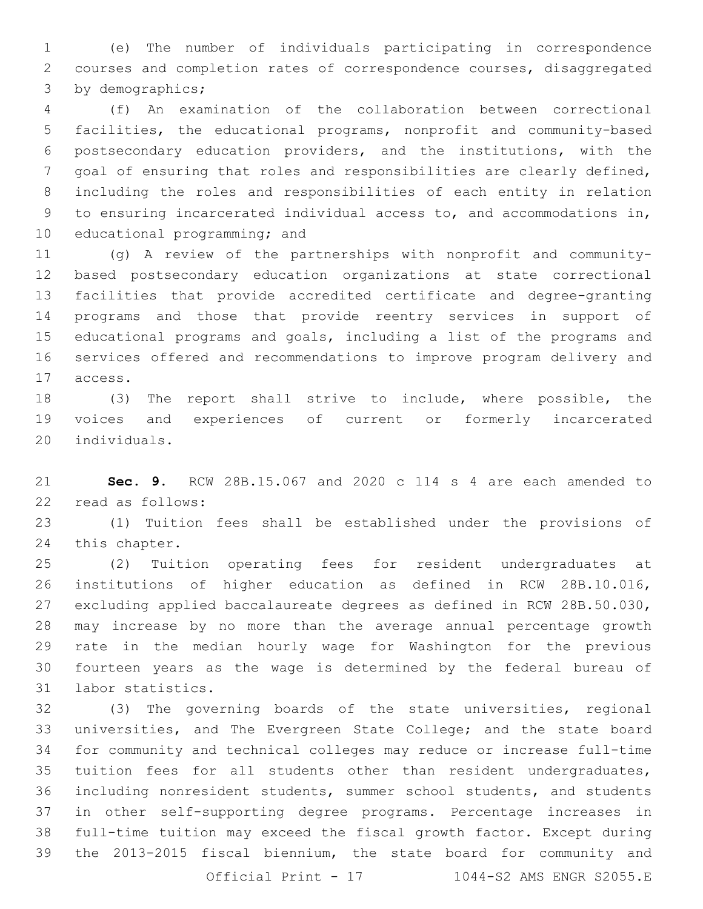(e) The number of individuals participating in correspondence courses and completion rates of correspondence courses, disaggregated by demographics;

(f) An examination of the collaboration between correctional facilities, the educational programs, nonprofit and community-based postsecondary education providers, and the institutions, with the goal of ensuring that roles and responsibilities are clearly defined, including the roles and responsibilities of each entity in relation to ensuring incarcerated individual access to, and accommodations in, educational programming; and

(g) A review of the partnerships with nonprofit and community-based postsecondary education organizations at state correctional facilities that provide accredited certificate and degree-granting programs and those that provide reentry services in support of educational programs and goals, including a list of the programs and services offered and recommendations to improve program delivery and access.

(3) The report shall strive to include, where possible, the voices and experiences of current or formerly incarcerated individuals.

**Sec. 9.** RCW 28B.15.067 and 2020 c 114 s 4 are each amended to read as follows:

(1) Tuition fees shall be established under the provisions of this chapter.

(2) Tuition operating fees for resident undergraduates at institutions of higher education as defined in RCW 28B.10.016, excluding applied baccalaureate degrees as defined in RCW 28B.50.030, may increase by no more than the average annual percentage growth rate in the median hourly wage for Washington for the previous fourteen years as the wage is determined by the federal bureau of labor statistics.

(3) The governing boards of the state universities, regional universities, and The Evergreen State College; and the state board for community and technical colleges may reduce or increase full-time tuition fees for all students other than resident undergraduates, including nonresident students, summer school students, and students in other self-supporting degree programs. Percentage increases in full-time tuition may exceed the fiscal growth factor. Except during the 2013-2015 fiscal biennium, the state board for community and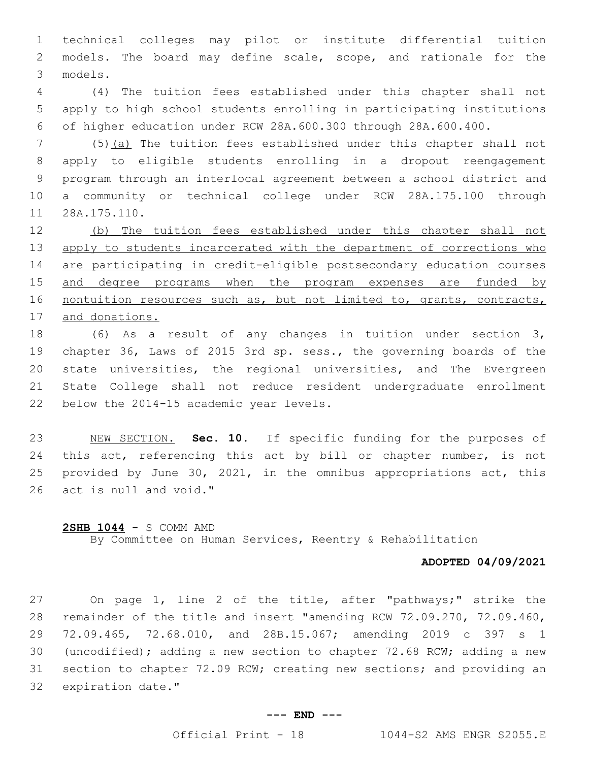technical colleges may pilot or institute differential tuition models. The board may define scale, scope, and rationale for the models.

(4) The tuition fees established under this chapter shall not apply to high school students enrolling in participating institutions of higher education under RCW 28A.600.300 through 28A.600.400.

(5)(a) The tuition fees established under this chapter shall not apply to eligible students enrolling in a dropout reengagement program through an interlocal agreement between a school district and a community or technical college under RCW 28A.175.100 through 28A.175.110.

(b) The tuition fees established under this chapter shall not apply to students incarcerated with the department of corrections who are participating in credit-eligible postsecondary education courses and degree programs when the program expenses are funded by nontuition resources such as, but not limited to, grants, contracts, and donations.

(6) As a result of any changes in tuition under section 3, chapter 36, Laws of 2015 3rd sp. sess., the governing boards of the state universities, the regional universities, and The Evergreen State College shall not reduce resident undergraduate enrollment below the 2014-15 academic year levels.

NEW SECTION. **Sec. 10.** If specific funding for the purposes of this act, referencing this act by bill or chapter number, is not provided by June 30, 2021, in the omnibus appropriations act, this act is null and void."

**2SHB 1044** - S COMM AMD
By Committee on Human Services, Reentry & Rehabilitation

**ADOPTED 04/09/2021**

On page 1, line 2 of the title, after "pathways;" strike the remainder of the title and insert "amending RCW 72.09.270, 72.09.460, 72.09.465, 72.68.010, and 28B.15.067; amending 2019 c 397 s 1 (uncodified); adding a new section to chapter 72.68 RCW; adding a new section to chapter 72.09 RCW; creating new sections; and providing an expiration date."

**--- END ---**